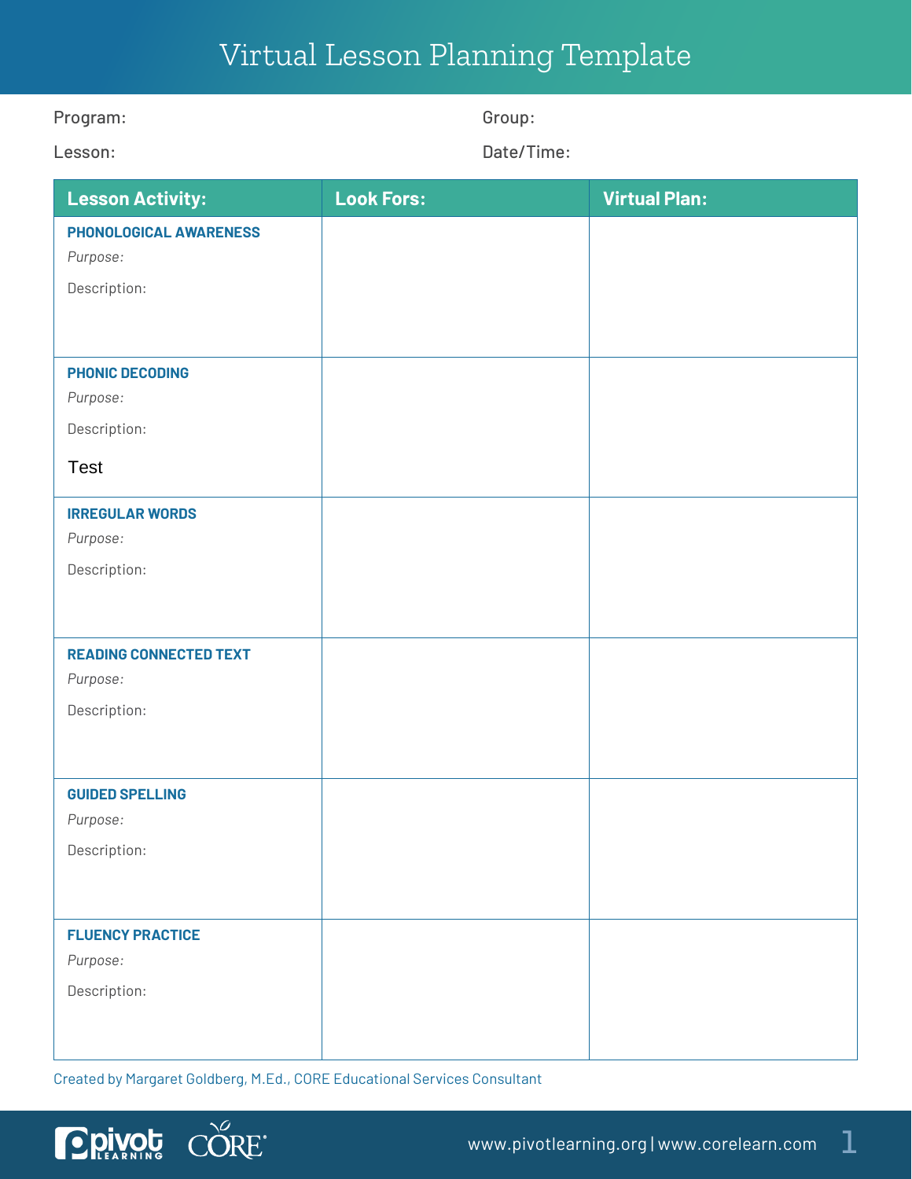# Virtual Lesson Planning Template

Program:

Group:

Lesson:

Date/Time:

| Lesson Activity: | Look Fors: | Virtual Plan: |
|---|---|---|
| **PHONOLOGICAL AWARENESS**<br>*Purpose:*<br>Description: | | |
| **PHONIC DECODING**<br>*Purpose:*<br>Description:<br>Test | | |
| **IRREGULAR WORDS**<br>*Purpose:*<br>Description: | | |
| **READING CONNECTED TEXT**<br>*Purpose:*<br>Description: | | |
| **GUIDED SPELLING**<br>*Purpose:*<br>Description: | | |
| **FLUENCY PRACTICE**<br>*Purpose:*<br>Description: | | |

Created by Margaret Goldberg, M.Ed., CORE Educational Services Consultant

www.pivotlearning.org | www.corelearn.com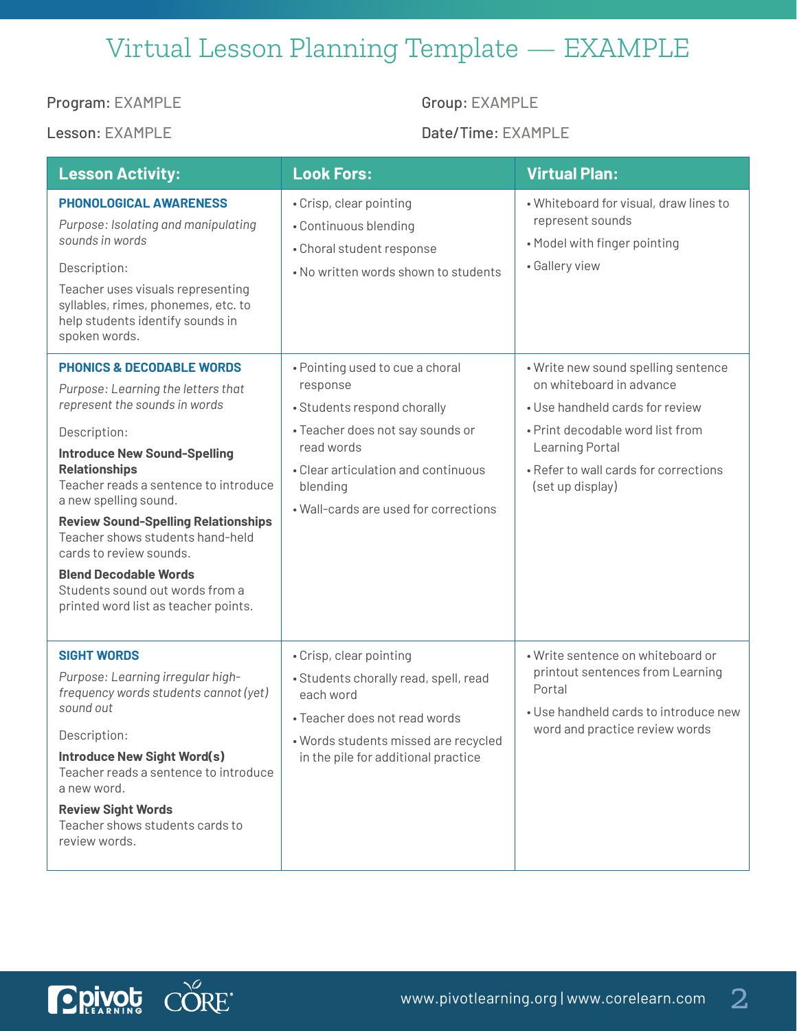# Virtual Lesson Planning Template — EXAMPLE

Program: EXAMPLE

Group: EXAMPLE

Lesson: EXAMPLE

Date/Time: EXAMPLE

| Lesson Activity: | Look Fors: | Virtual Plan: |
| --- | --- | --- |
| **PHONOLOGICAL AWARENESS**<br>*Purpose: Isolating and manipulating sounds in words*<br>Description:<br>Teacher uses visuals representing syllables, rimes, phonemes, etc. to help students identify sounds in spoken words. | • Crisp, clear pointing<br>• Continuous blending<br>• Choral student response<br>• No written words shown to students | • Whiteboard for visual, draw lines to represent sounds<br>• Model with finger pointing<br>• Gallery view |
| **PHONICS & DECODABLE WORDS**<br>*Purpose: Learning the letters that represent the sounds in words*<br>Description:<br>**Introduce New Sound-Spelling Relationships**<br>Teacher reads a sentence to introduce a new spelling sound.<br>**Review Sound-Spelling Relationships**<br>Teacher shows students hand-held cards to review sounds.<br>**Blend Decodable Words**<br>Students sound out words from a printed word list as teacher points. | • Pointing used to cue a choral response<br>• Students respond chorally<br>• Teacher does not say sounds or read words<br>• Clear articulation and continuous blending<br>• Wall-cards are used for corrections | • Write new sound spelling sentence on whiteboard in advance<br>• Use handheld cards for review<br>• Print decodable word list from Learning Portal<br>• Refer to wall cards for corrections (set up display) |
| **SIGHT WORDS**<br>*Purpose: Learning irregular high-frequency words students cannot (yet) sound out*<br>Description:<br>**Introduce New Sight Word(s)**<br>Teacher reads a sentence to introduce a new word.<br>**Review Sight Words**<br>Teacher shows students cards to review words. | • Crisp, clear pointing<br>• Students chorally read, spell, read each word<br>• Teacher does not read words<br>• Words students missed are recycled in the pile for additional practice | • Write sentence on whiteboard or printout sentences from Learning Portal<br>• Use handheld cards to introduce new word and practice review words |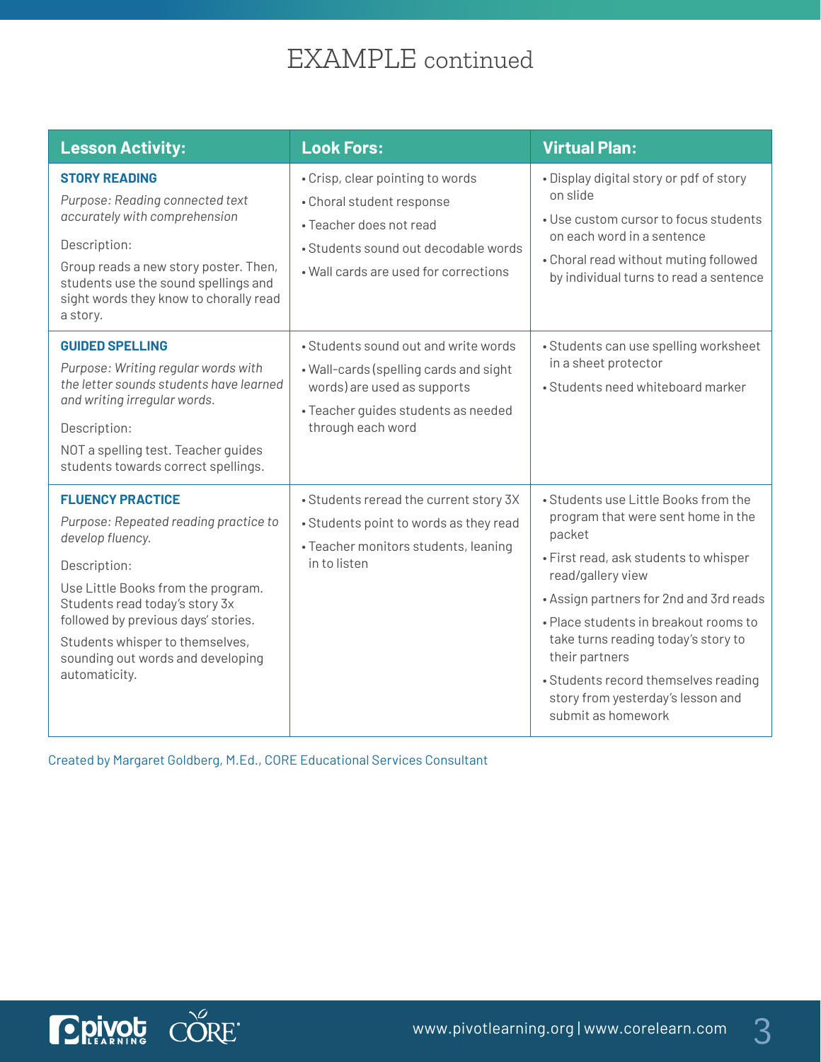# EXAMPLE continued

| Lesson Activity: | Look Fors: | Virtual Plan: |
|---|---|---|
| **STORY READING**<br>*Purpose: Reading connected text accurately with comprehension*<br>Description:<br>Group reads a new story poster. Then, students use the sound spellings and sight words they know to chorally read a story. | • Crisp, clear pointing to words<br>• Choral student response<br>• Teacher does not read<br>• Students sound out decodable words<br>• Wall cards are used for corrections | • Display digital story or pdf of story on slide<br>• Use custom cursor to focus students on each word in a sentence<br>• Choral read without muting followed by individual turns to read a sentence |
| **GUIDED SPELLING**<br>*Purpose: Writing regular words with the letter sounds students have learned and writing irregular words.*<br>Description:<br>NOT a spelling test. Teacher guides students towards correct spellings. | • Students sound out and write words<br>• Wall-cards (spelling cards and sight words) are used as supports<br>• Teacher guides students as needed through each word | • Students can use spelling worksheet in a sheet protector<br>• Students need whiteboard marker |
| **FLUENCY PRACTICE**<br>*Purpose: Repeated reading practice to develop fluency.*<br>Description:<br>Use Little Books from the program. Students read today's story 3x followed by previous days' stories.<br>Students whisper to themselves, sounding out words and developing automaticity. | • Students reread the current story 3X<br>• Students point to words as they read<br>• Teacher monitors students, leaning in to listen | • Students use Little Books from the program that were sent home in the packet<br>• First read, ask students to whisper read/gallery view<br>• Assign partners for 2nd and 3rd reads<br>• Place students in breakout rooms to take turns reading today's story to their partners<br>• Students record themselves reading story from yesterday's lesson and submit as homework |

Created by Margaret Goldberg, M.Ed., CORE Educational Services Consultant